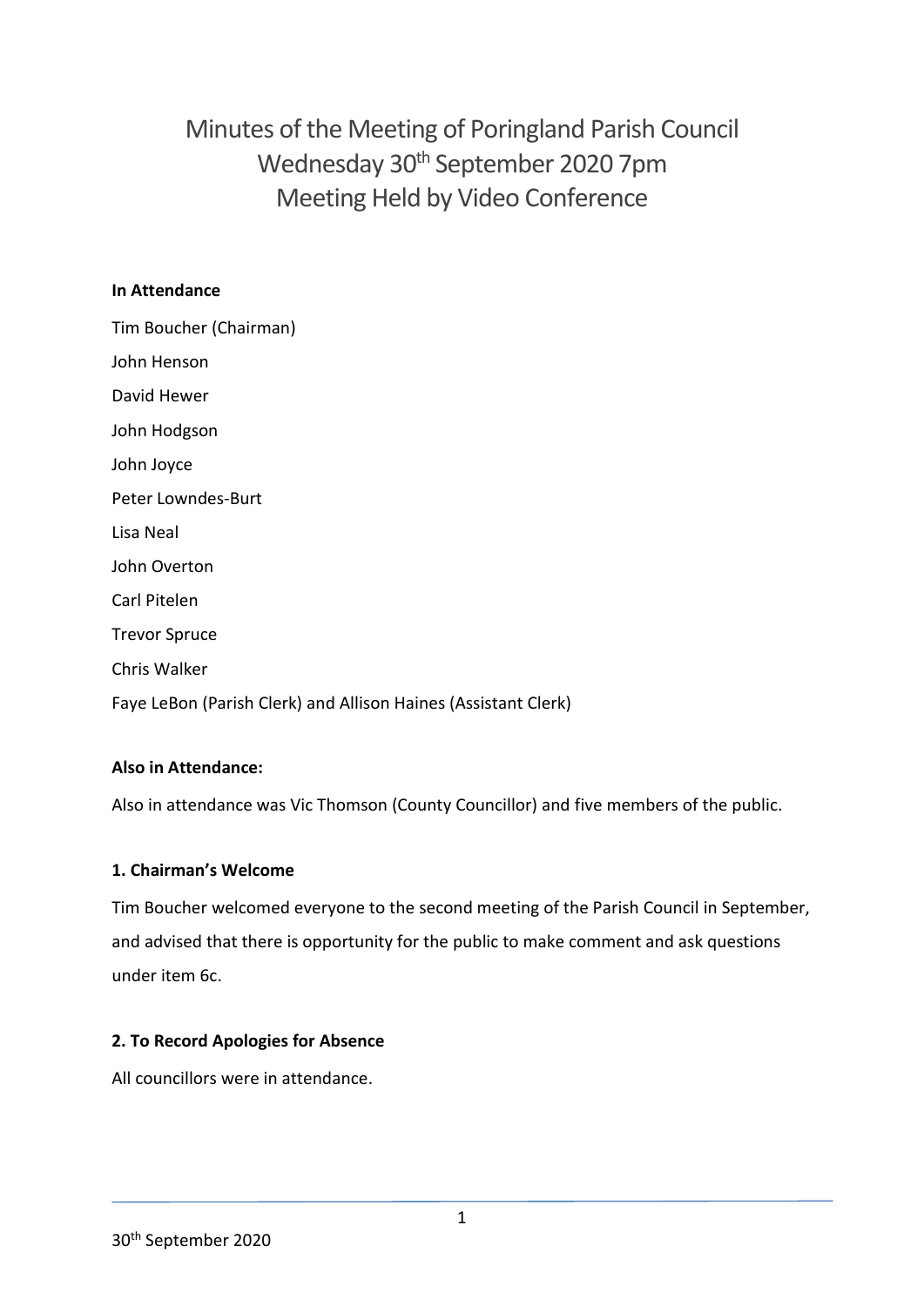# Minutes of the Meeting of Poringland Parish Council
# Wednesday 30th September 2020 7pm
# Meeting Held by Video Conference

**In Attendance**

Tim Boucher (Chairman)

John Henson

David Hewer

John Hodgson

John Joyce

Peter Lowndes-Burt

Lisa Neal

John Overton

Carl Pitelen

Trevor Spruce

Chris Walker

Faye LeBon (Parish Clerk) and Allison Haines (Assistant Clerk)

**Also in Attendance:**

Also in attendance was Vic Thomson (County Councillor) and five members of the public.

**1. Chairman's Welcome**

Tim Boucher welcomed everyone to the second meeting of the Parish Council in September, and advised that there is opportunity for the public to make comment and ask questions under item 6c.

**2. To Record Apologies for Absence**

All councillors were in attendance.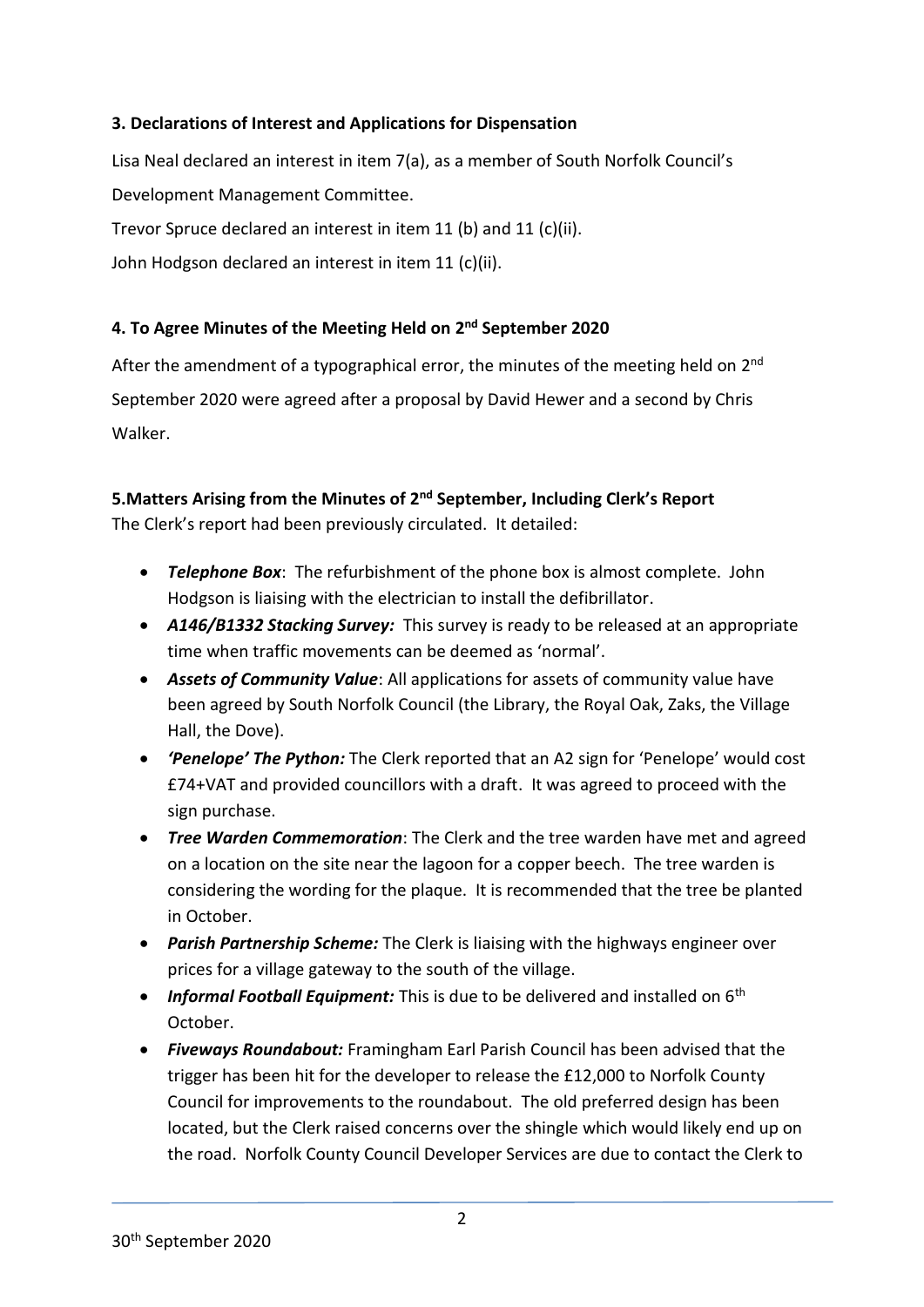**3. Declarations of Interest and Applications for Dispensation**

Lisa Neal declared an interest in item 7(a), as a member of South Norfolk Council's Development Management Committee.

Trevor Spruce declared an interest in item 11 (b) and 11 (c)(ii).

John Hodgson declared an interest in item 11 (c)(ii).

**4. To Agree Minutes of the Meeting Held on 2nd September 2020**

After the amendment of a typographical error, the minutes of the meeting held on 2nd September 2020 were agreed after a proposal by David Hewer and a second by Chris Walker.

**5.Matters Arising from the Minutes of 2nd September, Including Clerk's Report**

The Clerk's report had been previously circulated. It detailed:

- ***Telephone Box***: The refurbishment of the phone box is almost complete. John Hodgson is liaising with the electrician to install the defibrillator.
- ***A146/B1332 Stacking Survey:*** This survey is ready to be released at an appropriate time when traffic movements can be deemed as 'normal'.
- ***Assets of Community Value***: All applications for assets of community value have been agreed by South Norfolk Council (the Library, the Royal Oak, Zaks, the Village Hall, the Dove).
- ***'Penelope' The Python:*** The Clerk reported that an A2 sign for 'Penelope' would cost £74+VAT and provided councillors with a draft. It was agreed to proceed with the sign purchase.
- ***Tree Warden Commemoration***: The Clerk and the tree warden have met and agreed on a location on the site near the lagoon for a copper beech. The tree warden is considering the wording for the plaque. It is recommended that the tree be planted in October.
- ***Parish Partnership Scheme:*** The Clerk is liaising with the highways engineer over prices for a village gateway to the south of the village.
- ***Informal Football Equipment:*** This is due to be delivered and installed on 6th October.
- ***Fiveways Roundabout:*** Framingham Earl Parish Council has been advised that the trigger has been hit for the developer to release the £12,000 to Norfolk County Council for improvements to the roundabout. The old preferred design has been located, but the Clerk raised concerns over the shingle which would likely end up on the road. Norfolk County Council Developer Services are due to contact the Clerk to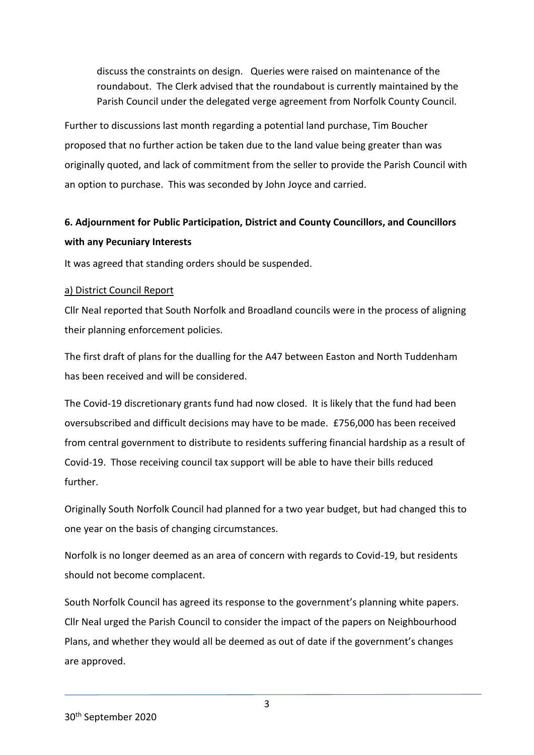discuss the constraints on design. Queries were raised on maintenance of the roundabout. The Clerk advised that the roundabout is currently maintained by the Parish Council under the delegated verge agreement from Norfolk County Council.

Further to discussions last month regarding a potential land purchase, Tim Boucher proposed that no further action be taken due to the land value being greater than was originally quoted, and lack of commitment from the seller to provide the Parish Council with an option to purchase. This was seconded by John Joyce and carried.

**6. Adjournment for Public Participation, District and County Councillors, and Councillors with any Pecuniary Interests**

It was agreed that standing orders should be suspended.

a) District Council Report

Cllr Neal reported that South Norfolk and Broadland councils were in the process of aligning their planning enforcement policies.

The first draft of plans for the dualling for the A47 between Easton and North Tuddenham has been received and will be considered.

The Covid-19 discretionary grants fund had now closed. It is likely that the fund had been oversubscribed and difficult decisions may have to be made. £756,000 has been received from central government to distribute to residents suffering financial hardship as a result of Covid-19. Those receiving council tax support will be able to have their bills reduced further.

Originally South Norfolk Council had planned for a two year budget, but had changed this to one year on the basis of changing circumstances.

Norfolk is no longer deemed as an area of concern with regards to Covid-19, but residents should not become complacent.

South Norfolk Council has agreed its response to the government's planning white papers. Cllr Neal urged the Parish Council to consider the impact of the papers on Neighbourhood Plans, and whether they would all be deemed as out of date if the government's changes are approved.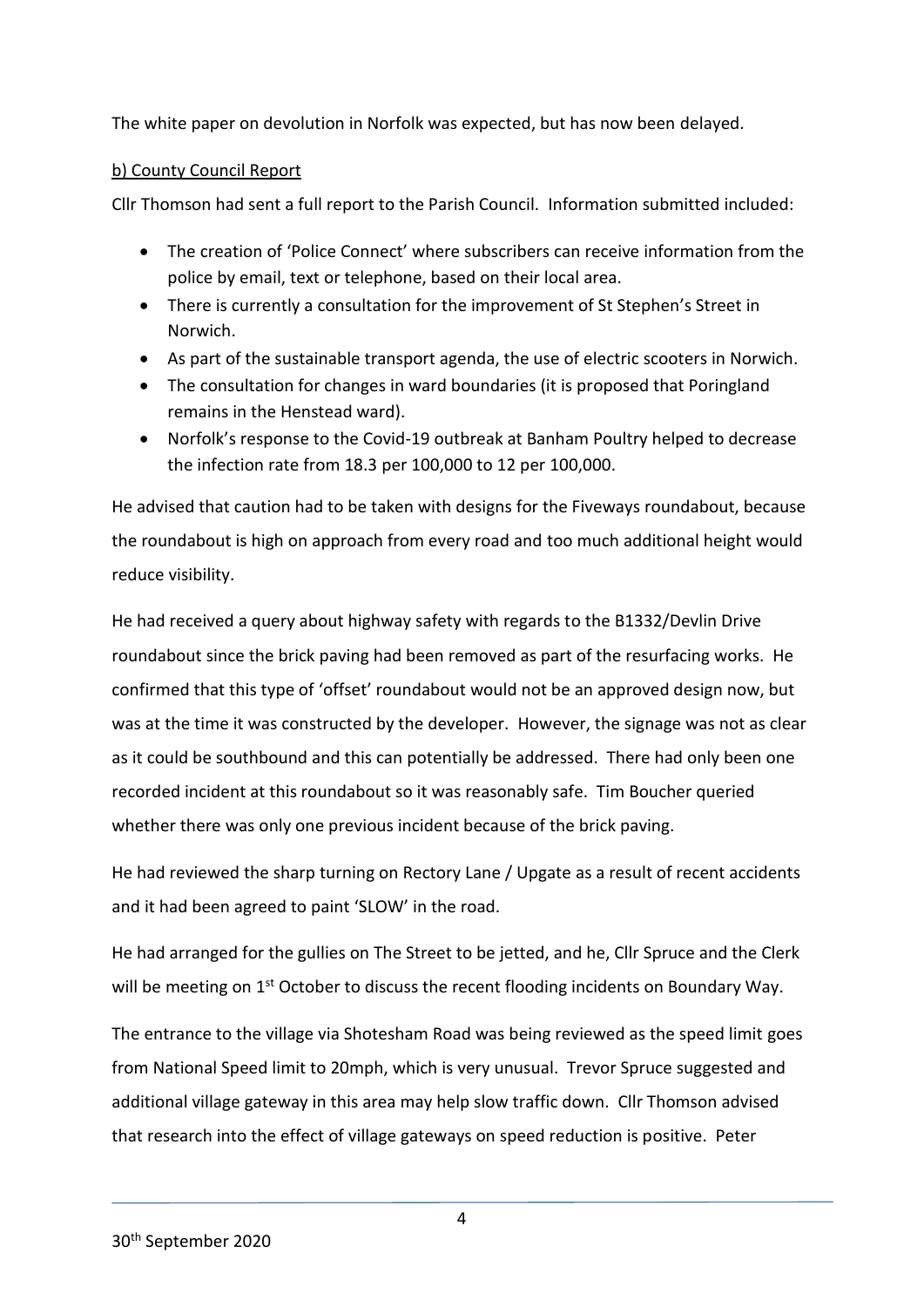The white paper on devolution in Norfolk was expected, but has now been delayed.

b) County Council Report

Cllr Thomson had sent a full report to the Parish Council. Information submitted included:

- The creation of 'Police Connect' where subscribers can receive information from the police by email, text or telephone, based on their local area.
- There is currently a consultation for the improvement of St Stephen's Street in Norwich.
- As part of the sustainable transport agenda, the use of electric scooters in Norwich.
- The consultation for changes in ward boundaries (it is proposed that Poringland remains in the Henstead ward).
- Norfolk's response to the Covid-19 outbreak at Banham Poultry helped to decrease the infection rate from 18.3 per 100,000 to 12 per 100,000.

He advised that caution had to be taken with designs for the Fiveways roundabout, because the roundabout is high on approach from every road and too much additional height would reduce visibility.

He had received a query about highway safety with regards to the B1332/Devlin Drive roundabout since the brick paving had been removed as part of the resurfacing works. He confirmed that this type of 'offset' roundabout would not be an approved design now, but was at the time it was constructed by the developer. However, the signage was not as clear as it could be southbound and this can potentially be addressed. There had only been one recorded incident at this roundabout so it was reasonably safe. Tim Boucher queried whether there was only one previous incident because of the brick paving.

He had reviewed the sharp turning on Rectory Lane / Upgate as a result of recent accidents and it had been agreed to paint 'SLOW' in the road.

He had arranged for the gullies on The Street to be jetted, and he, Cllr Spruce and the Clerk will be meeting on 1st October to discuss the recent flooding incidents on Boundary Way.

The entrance to the village via Shotesham Road was being reviewed as the speed limit goes from National Speed limit to 20mph, which is very unusual. Trevor Spruce suggested and additional village gateway in this area may help slow traffic down. Cllr Thomson advised that research into the effect of village gateways on speed reduction is positive. Peter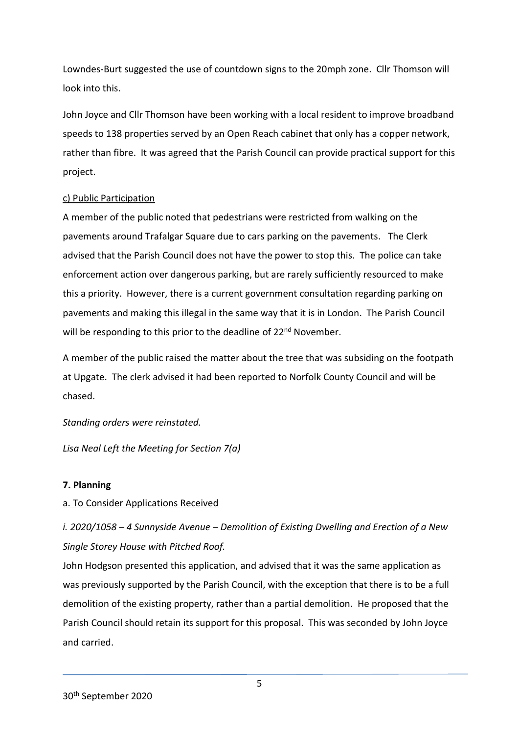Lowndes-Burt suggested the use of countdown signs to the 20mph zone. Cllr Thomson will look into this.

John Joyce and Cllr Thomson have been working with a local resident to improve broadband speeds to 138 properties served by an Open Reach cabinet that only has a copper network, rather than fibre. It was agreed that the Parish Council can provide practical support for this project.

c) Public Participation

A member of the public noted that pedestrians were restricted from walking on the pavements around Trafalgar Square due to cars parking on the pavements. The Clerk advised that the Parish Council does not have the power to stop this. The police can take enforcement action over dangerous parking, but are rarely sufficiently resourced to make this a priority. However, there is a current government consultation regarding parking on pavements and making this illegal in the same way that it is in London. The Parish Council will be responding to this prior to the deadline of 22nd November.

A member of the public raised the matter about the tree that was subsiding on the footpath at Upgate. The clerk advised it had been reported to Norfolk County Council and will be chased.

*Standing orders were reinstated.*

*Lisa Neal Left the Meeting for Section 7(a)*

**7. Planning**

a. To Consider Applications Received

*i. 2020/1058 – 4 Sunnyside Avenue – Demolition of Existing Dwelling and Erection of a New Single Storey House with Pitched Roof.*

John Hodgson presented this application, and advised that it was the same application as was previously supported by the Parish Council, with the exception that there is to be a full demolition of the existing property, rather than a partial demolition. He proposed that the Parish Council should retain its support for this proposal. This was seconded by John Joyce and carried.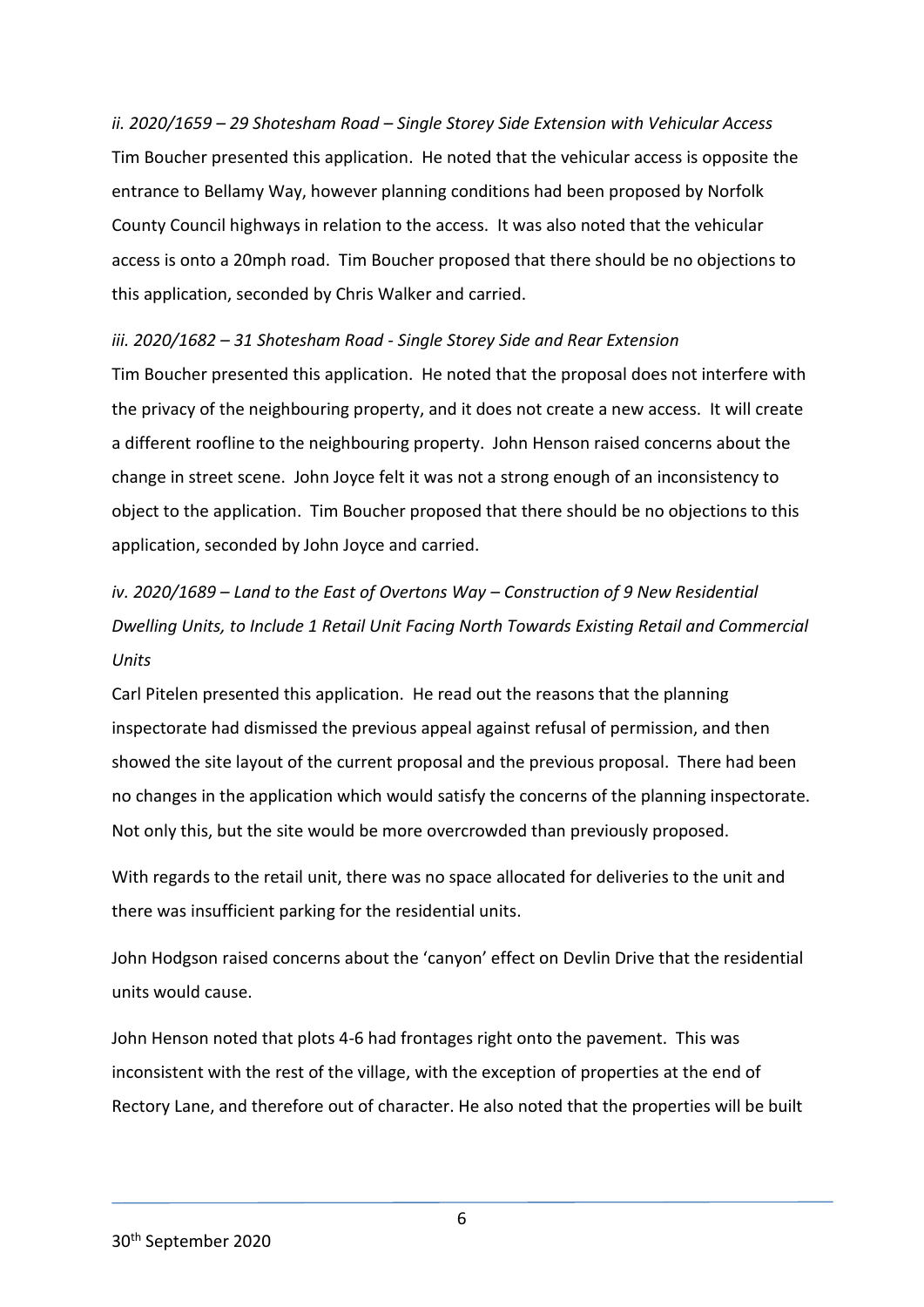*ii. 2020/1659 – 29 Shotesham Road – Single Storey Side Extension with Vehicular Access*

Tim Boucher presented this application. He noted that the vehicular access is opposite the entrance to Bellamy Way, however planning conditions had been proposed by Norfolk County Council highways in relation to the access. It was also noted that the vehicular access is onto a 20mph road. Tim Boucher proposed that there should be no objections to this application, seconded by Chris Walker and carried.

*iii. 2020/1682 – 31 Shotesham Road - Single Storey Side and Rear Extension*

Tim Boucher presented this application. He noted that the proposal does not interfere with the privacy of the neighbouring property, and it does not create a new access. It will create a different roofline to the neighbouring property. John Henson raised concerns about the change in street scene. John Joyce felt it was not a strong enough of an inconsistency to object to the application. Tim Boucher proposed that there should be no objections to this application, seconded by John Joyce and carried.

*iv. 2020/1689 – Land to the East of Overtons Way – Construction of 9 New Residential Dwelling Units, to Include 1 Retail Unit Facing North Towards Existing Retail and Commercial Units*

Carl Pitelen presented this application. He read out the reasons that the planning inspectorate had dismissed the previous appeal against refusal of permission, and then showed the site layout of the current proposal and the previous proposal. There had been no changes in the application which would satisfy the concerns of the planning inspectorate. Not only this, but the site would be more overcrowded than previously proposed.

With regards to the retail unit, there was no space allocated for deliveries to the unit and there was insufficient parking for the residential units.

John Hodgson raised concerns about the 'canyon' effect on Devlin Drive that the residential units would cause.

John Henson noted that plots 4-6 had frontages right onto the pavement. This was inconsistent with the rest of the village, with the exception of properties at the end of Rectory Lane, and therefore out of character. He also noted that the properties will be built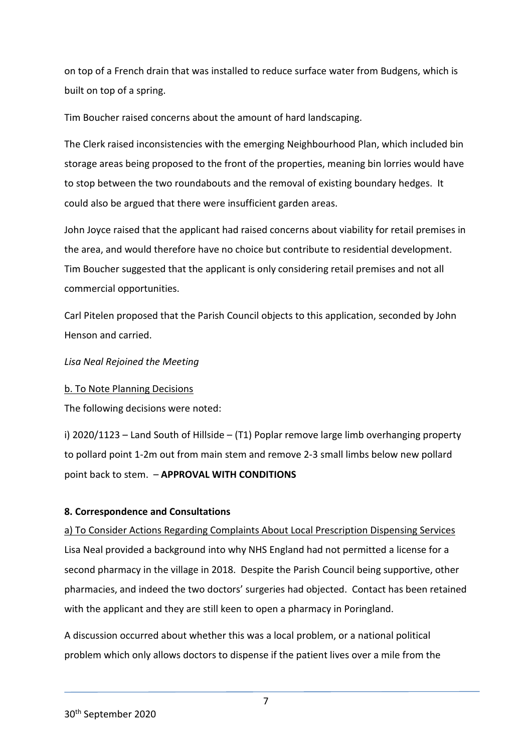on top of a French drain that was installed to reduce surface water from Budgens, which is built on top of a spring.

Tim Boucher raised concerns about the amount of hard landscaping.

The Clerk raised inconsistencies with the emerging Neighbourhood Plan, which included bin storage areas being proposed to the front of the properties, meaning bin lorries would have to stop between the two roundabouts and the removal of existing boundary hedges. It could also be argued that there were insufficient garden areas.

John Joyce raised that the applicant had raised concerns about viability for retail premises in the area, and would therefore have no choice but contribute to residential development. Tim Boucher suggested that the applicant is only considering retail premises and not all commercial opportunities.

Carl Pitelen proposed that the Parish Council objects to this application, seconded by John Henson and carried.

*Lisa Neal Rejoined the Meeting*

b. To Note Planning Decisions

The following decisions were noted:

i) 2020/1123 – Land South of Hillside – (T1) Poplar remove large limb overhanging property to pollard point 1-2m out from main stem and remove 2-3 small limbs below new pollard point back to stem. – **APPROVAL WITH CONDITIONS**

**8. Correspondence and Consultations**

a) To Consider Actions Regarding Complaints About Local Prescription Dispensing Services

Lisa Neal provided a background into why NHS England had not permitted a license for a second pharmacy in the village in 2018. Despite the Parish Council being supportive, other pharmacies, and indeed the two doctors' surgeries had objected. Contact has been retained with the applicant and they are still keen to open a pharmacy in Poringland.

A discussion occurred about whether this was a local problem, or a national political problem which only allows doctors to dispense if the patient lives over a mile from the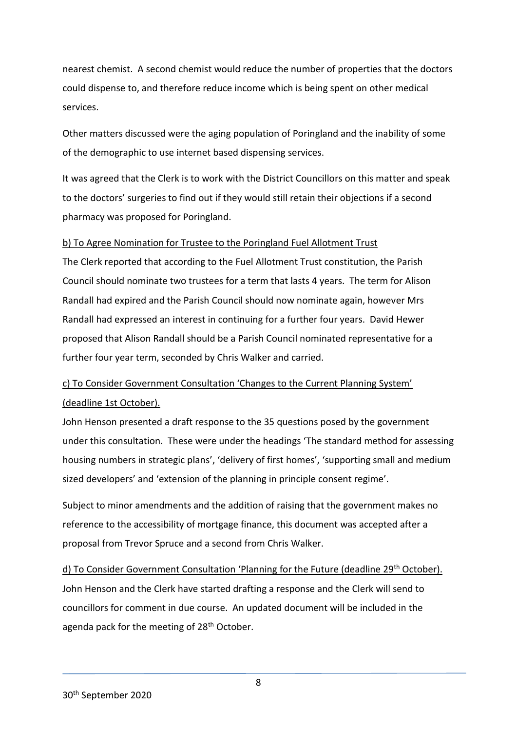nearest chemist. A second chemist would reduce the number of properties that the doctors could dispense to, and therefore reduce income which is being spent on other medical services.

Other matters discussed were the aging population of Poringland and the inability of some of the demographic to use internet based dispensing services.

It was agreed that the Clerk is to work with the District Councillors on this matter and speak to the doctors' surgeries to find out if they would still retain their objections if a second pharmacy was proposed for Poringland.

<u>b) To Agree Nomination for Trustee to the Poringland Fuel Allotment Trust</u>

The Clerk reported that according to the Fuel Allotment Trust constitution, the Parish Council should nominate two trustees for a term that lasts 4 years. The term for Alison Randall had expired and the Parish Council should now nominate again, however Mrs Randall had expressed an interest in continuing for a further four years. David Hewer proposed that Alison Randall should be a Parish Council nominated representative for a further four year term, seconded by Chris Walker and carried.

<u>c) To Consider Government Consultation 'Changes to the Current Planning System' (deadline 1st October).</u>

John Henson presented a draft response to the 35 questions posed by the government under this consultation. These were under the headings 'The standard method for assessing housing numbers in strategic plans', 'delivery of first homes', 'supporting small and medium sized developers' and 'extension of the planning in principle consent regime'.

Subject to minor amendments and the addition of raising that the government makes no reference to the accessibility of mortgage finance, this document was accepted after a proposal from Trevor Spruce and a second from Chris Walker.

<u>d) To Consider Government Consultation 'Planning for the Future (deadline 29th October).</u>

John Henson and the Clerk have started drafting a response and the Clerk will send to councillors for comment in due course. An updated document will be included in the agenda pack for the meeting of 28th October.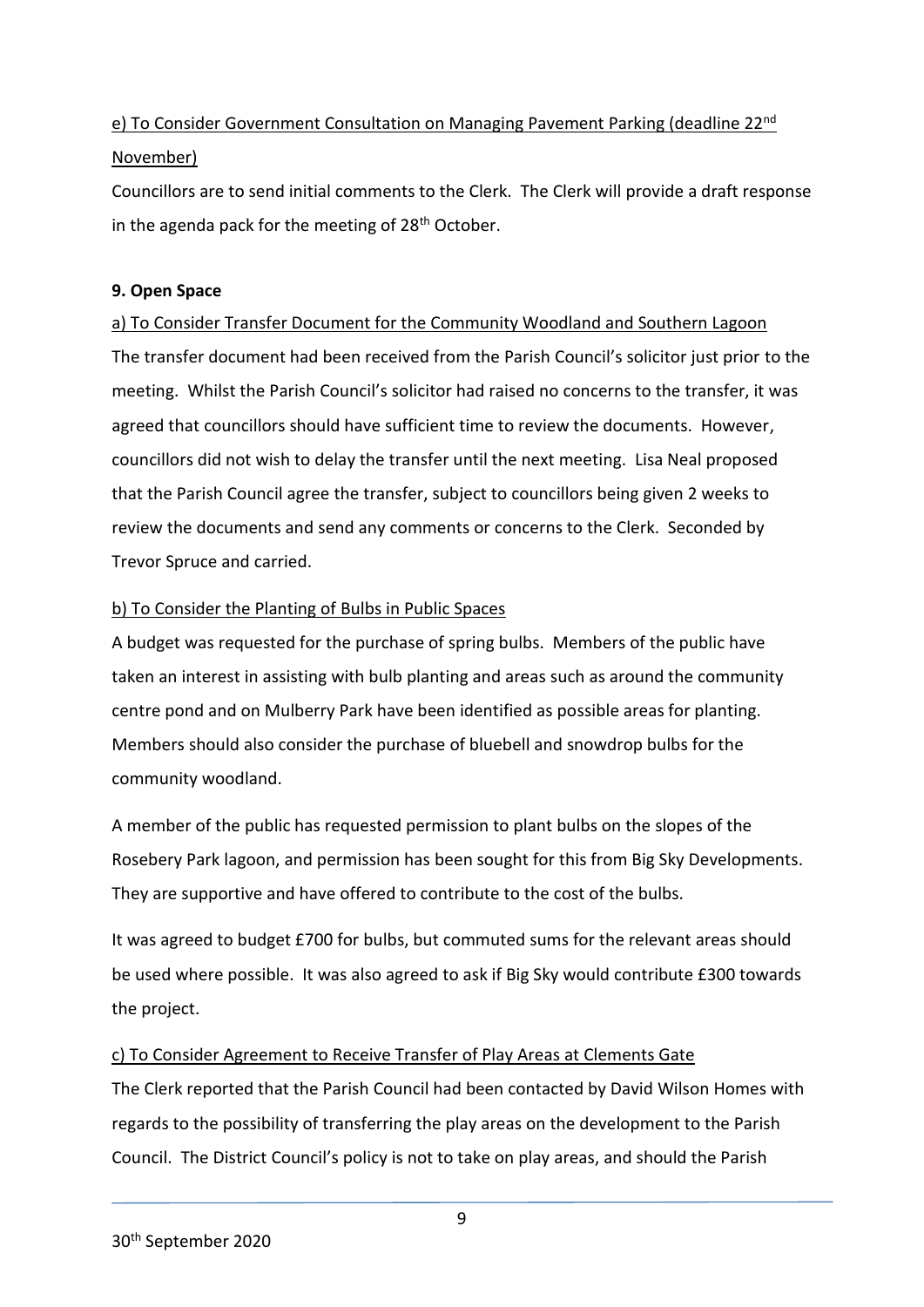e) To Consider Government Consultation on Managing Pavement Parking (deadline 22nd November)

Councillors are to send initial comments to the Clerk. The Clerk will provide a draft response in the agenda pack for the meeting of 28th October.

**9. Open Space**

a) To Consider Transfer Document for the Community Woodland and Southern Lagoon

The transfer document had been received from the Parish Council's solicitor just prior to the meeting. Whilst the Parish Council's solicitor had raised no concerns to the transfer, it was agreed that councillors should have sufficient time to review the documents. However, councillors did not wish to delay the transfer until the next meeting. Lisa Neal proposed that the Parish Council agree the transfer, subject to councillors being given 2 weeks to review the documents and send any comments or concerns to the Clerk. Seconded by Trevor Spruce and carried.

b) To Consider the Planting of Bulbs in Public Spaces

A budget was requested for the purchase of spring bulbs. Members of the public have taken an interest in assisting with bulb planting and areas such as around the community centre pond and on Mulberry Park have been identified as possible areas for planting. Members should also consider the purchase of bluebell and snowdrop bulbs for the community woodland.

A member of the public has requested permission to plant bulbs on the slopes of the Rosebery Park lagoon, and permission has been sought for this from Big Sky Developments. They are supportive and have offered to contribute to the cost of the bulbs.

It was agreed to budget £700 for bulbs, but commuted sums for the relevant areas should be used where possible. It was also agreed to ask if Big Sky would contribute £300 towards the project.

c) To Consider Agreement to Receive Transfer of Play Areas at Clements Gate

The Clerk reported that the Parish Council had been contacted by David Wilson Homes with regards to the possibility of transferring the play areas on the development to the Parish Council. The District Council's policy is not to take on play areas, and should the Parish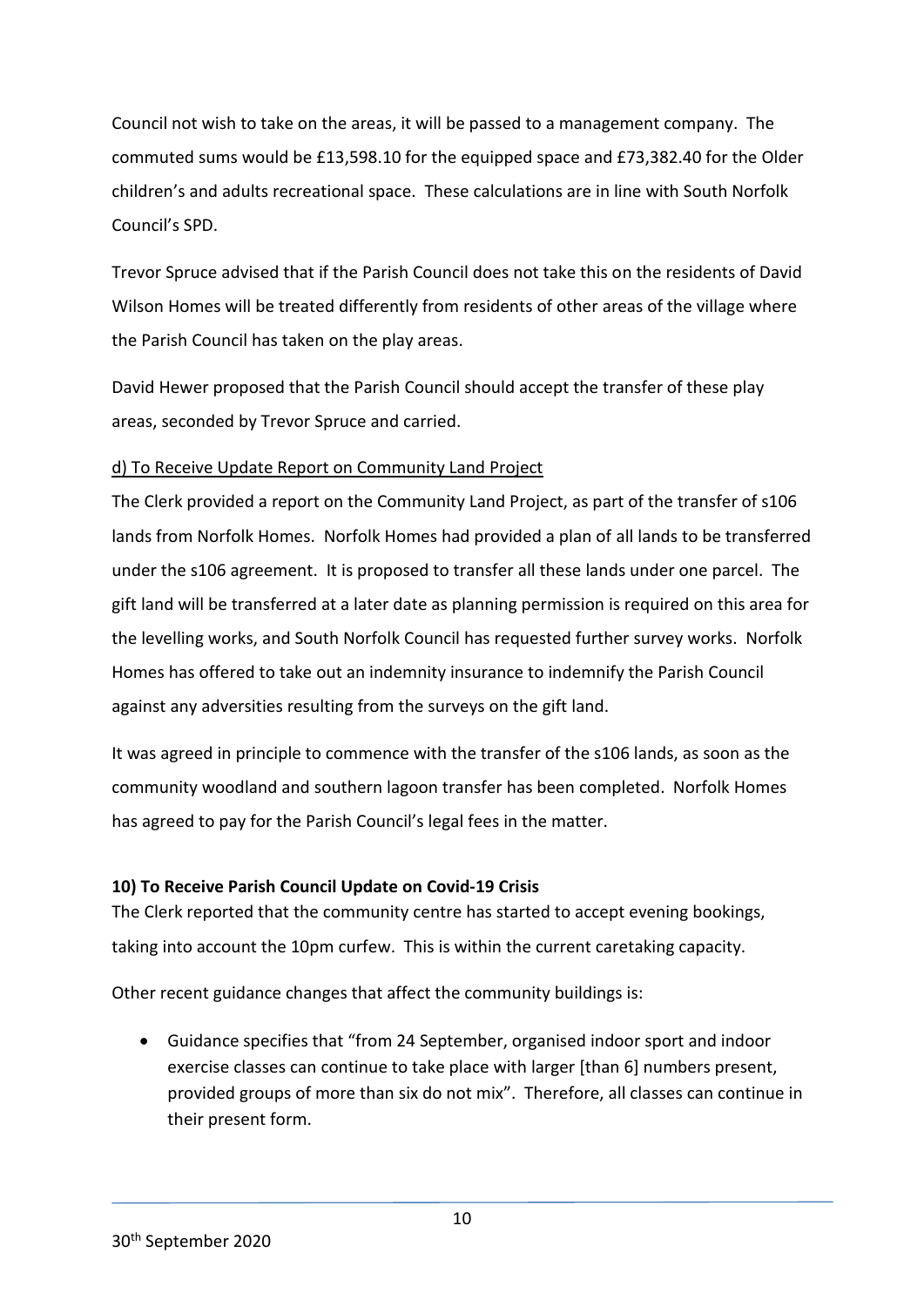Council not wish to take on the areas, it will be passed to a management company. The commuted sums would be £13,598.10 for the equipped space and £73,382.40 for the Older children's and adults recreational space. These calculations are in line with South Norfolk Council's SPD.

Trevor Spruce advised that if the Parish Council does not take this on the residents of David Wilson Homes will be treated differently from residents of other areas of the village where the Parish Council has taken on the play areas.

David Hewer proposed that the Parish Council should accept the transfer of these play areas, seconded by Trevor Spruce and carried.

d) To Receive Update Report on Community Land Project

The Clerk provided a report on the Community Land Project, as part of the transfer of s106 lands from Norfolk Homes. Norfolk Homes had provided a plan of all lands to be transferred under the s106 agreement. It is proposed to transfer all these lands under one parcel. The gift land will be transferred at a later date as planning permission is required on this area for the levelling works, and South Norfolk Council has requested further survey works. Norfolk Homes has offered to take out an indemnity insurance to indemnify the Parish Council against any adversities resulting from the surveys on the gift land.

It was agreed in principle to commence with the transfer of the s106 lands, as soon as the community woodland and southern lagoon transfer has been completed. Norfolk Homes has agreed to pay for the Parish Council's legal fees in the matter.

**10) To Receive Parish Council Update on Covid-19 Crisis**

The Clerk reported that the community centre has started to accept evening bookings, taking into account the 10pm curfew. This is within the current caretaking capacity.

Other recent guidance changes that affect the community buildings is:

- Guidance specifies that "from 24 September, organised indoor sport and indoor exercise classes can continue to take place with larger [than 6] numbers present, provided groups of more than six do not mix". Therefore, all classes can continue in their present form.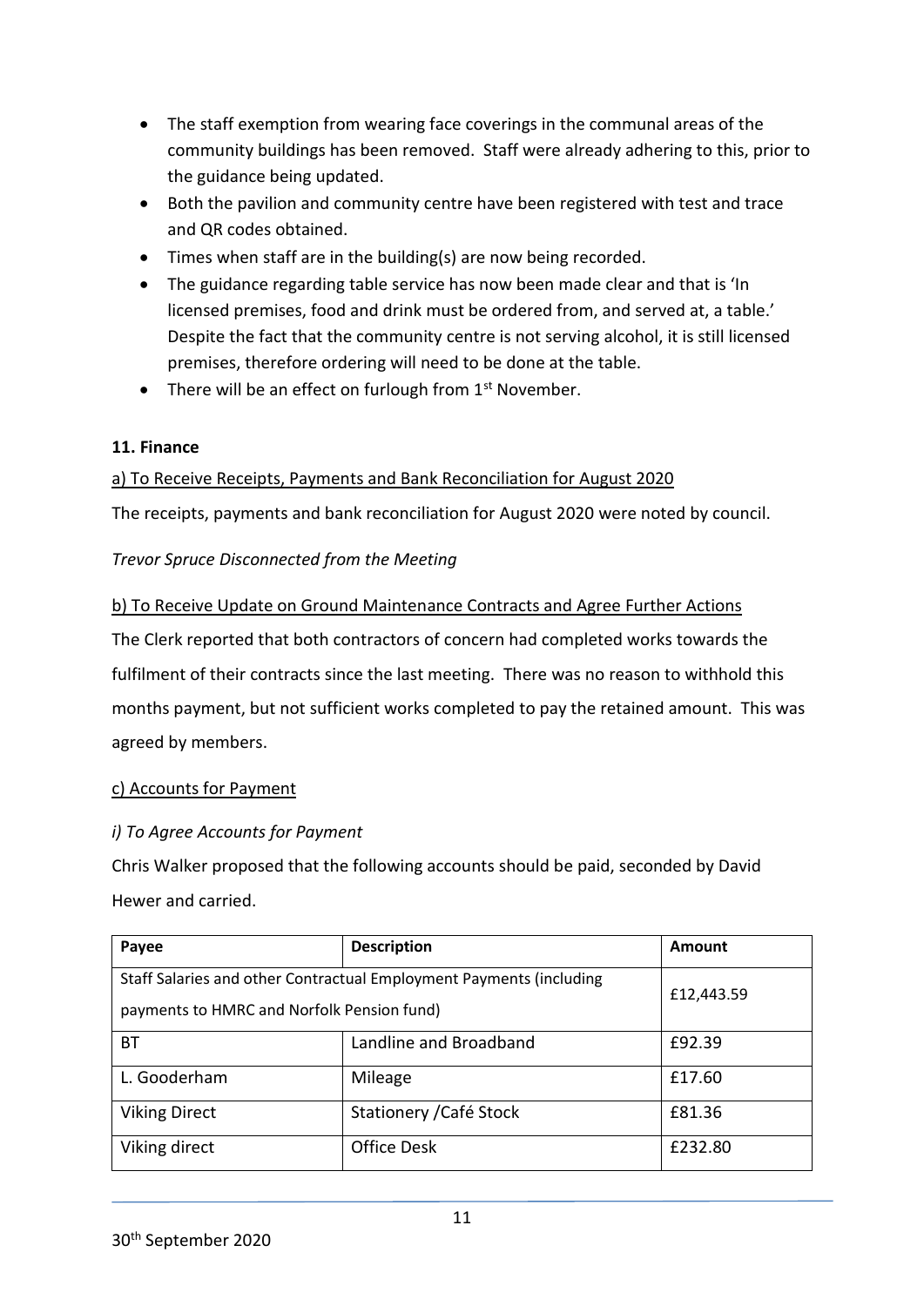- The staff exemption from wearing face coverings in the communal areas of the community buildings has been removed. Staff were already adhering to this, prior to the guidance being updated.
- Both the pavilion and community centre have been registered with test and trace and QR codes obtained.
- Times when staff are in the building(s) are now being recorded.
- The guidance regarding table service has now been made clear and that is 'In licensed premises, food and drink must be ordered from, and served at, a table.' Despite the fact that the community centre is not serving alcohol, it is still licensed premises, therefore ordering will need to be done at the table.
- There will be an effect on furlough from 1st November.

**11. Finance**

a) To Receive Receipts, Payments and Bank Reconciliation for August 2020

The receipts, payments and bank reconciliation for August 2020 were noted by council.

*Trevor Spruce Disconnected from the Meeting*

b) To Receive Update on Ground Maintenance Contracts and Agree Further Actions

The Clerk reported that both contractors of concern had completed works towards the fulfilment of their contracts since the last meeting. There was no reason to withhold this months payment, but not sufficient works completed to pay the retained amount. This was agreed by members.

c) Accounts for Payment

*i) To Agree Accounts for Payment*

Chris Walker proposed that the following accounts should be paid, seconded by David Hewer and carried.

| Payee | Description | Amount |
|---|---|---|
| Staff Salaries and other Contractual Employment Payments (including payments to HMRC and Norfolk Pension fund) | | £12,443.59 |
| BT | Landline and Broadband | £92.39 |
| L. Gooderham | Mileage | £17.60 |
| Viking Direct | Stationery /Café Stock | £81.36 |
| Viking direct | Office Desk | £232.80 |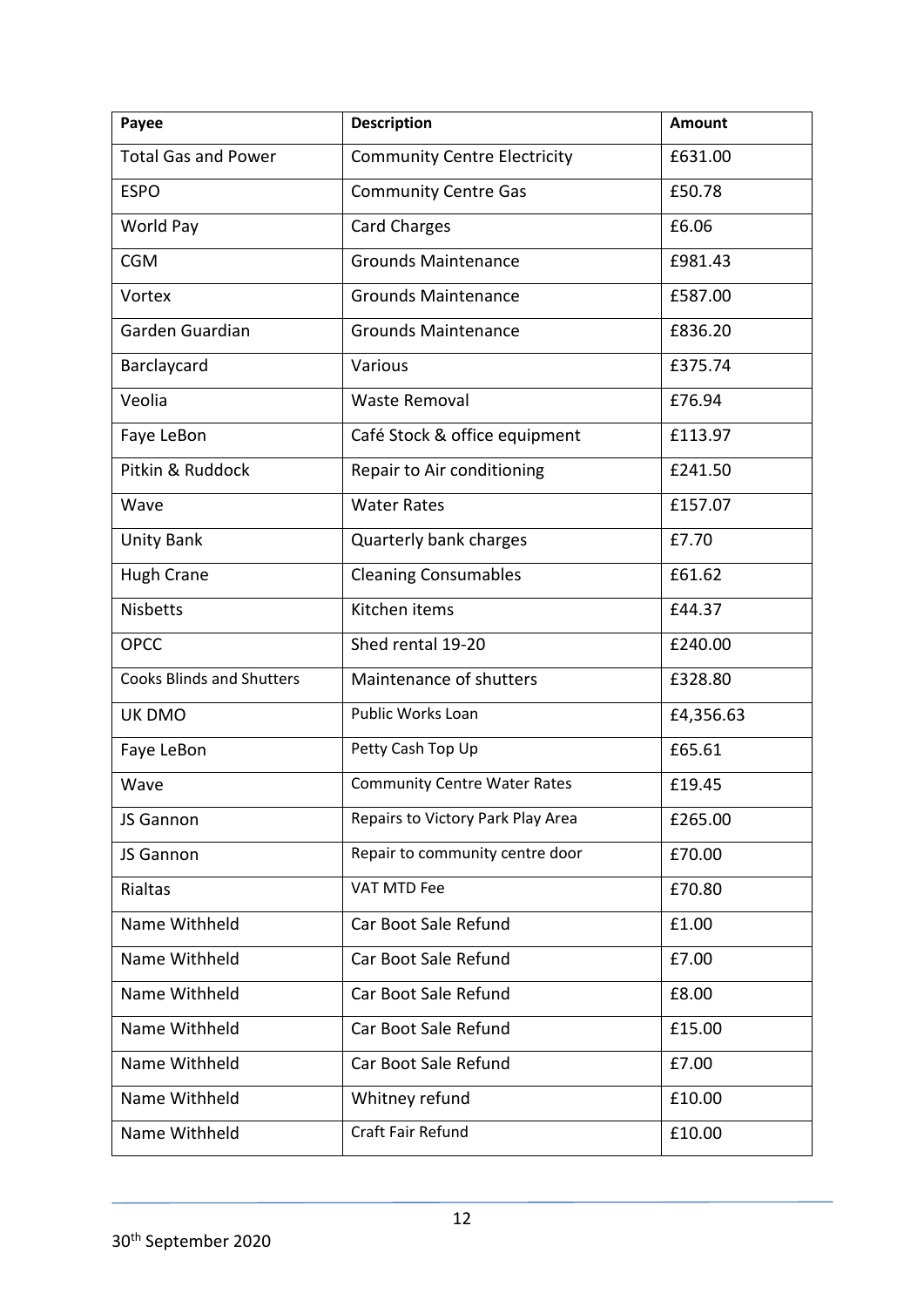| Payee | Description | Amount |
|---|---|---|
| Total Gas and Power | Community Centre Electricity | £631.00 |
| ESPO | Community Centre Gas | £50.78 |
| World Pay | Card Charges | £6.06 |
| CGM | Grounds Maintenance | £981.43 |
| Vortex | Grounds Maintenance | £587.00 |
| Garden Guardian | Grounds Maintenance | £836.20 |
| Barclaycard | Various | £375.74 |
| Veolia | Waste Removal | £76.94 |
| Faye LeBon | Café Stock & office equipment | £113.97 |
| Pitkin & Ruddock | Repair to Air conditioning | £241.50 |
| Wave | Water Rates | £157.07 |
| Unity Bank | Quarterly bank charges | £7.70 |
| Hugh Crane | Cleaning Consumables | £61.62 |
| Nisbetts | Kitchen items | £44.37 |
| OPCC | Shed rental 19-20 | £240.00 |
| Cooks Blinds and Shutters | Maintenance of shutters | £328.80 |
| UK DMO | Public Works Loan | £4,356.63 |
| Faye LeBon | Petty Cash Top Up | £65.61 |
| Wave | Community Centre Water Rates | £19.45 |
| JS Gannon | Repairs to Victory Park Play Area | £265.00 |
| JS Gannon | Repair to community centre door | £70.00 |
| Rialtas | VAT MTD Fee | £70.80 |
| Name Withheld | Car Boot Sale Refund | £1.00 |
| Name Withheld | Car Boot Sale Refund | £7.00 |
| Name Withheld | Car Boot Sale Refund | £8.00 |
| Name Withheld | Car Boot Sale Refund | £15.00 |
| Name Withheld | Car Boot Sale Refund | £7.00 |
| Name Withheld | Whitney refund | £10.00 |
| Name Withheld | Craft Fair Refund | £10.00 |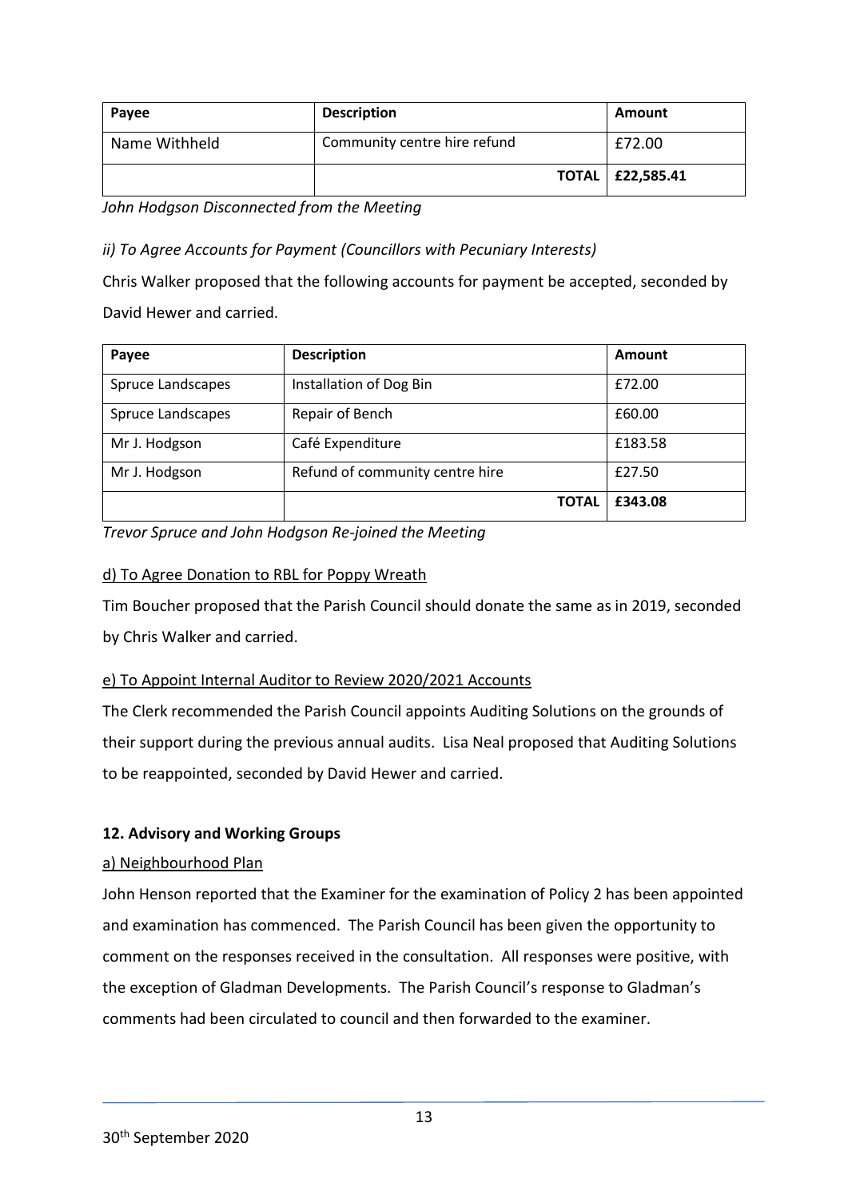| Payee | Description | Amount |
|---|---|---|
| Name Withheld | Community centre hire refund | £72.00 |
| | **TOTAL** | **£22,585.41** |

*John Hodgson Disconnected from the Meeting*

*ii) To Agree Accounts for Payment (Councillors with Pecuniary Interests)*

Chris Walker proposed that the following accounts for payment be accepted, seconded by David Hewer and carried.

| Payee | Description | Amount |
|---|---|---|
| Spruce Landscapes | Installation of Dog Bin | £72.00 |
| Spruce Landscapes | Repair of Bench | £60.00 |
| Mr J. Hodgson | Café Expenditure | £183.58 |
| Mr J. Hodgson | Refund of community centre hire | £27.50 |
| | **TOTAL** | **£343.08** |

*Trevor Spruce and John Hodgson Re-joined the Meeting*

d) To Agree Donation to RBL for Poppy Wreath

Tim Boucher proposed that the Parish Council should donate the same as in 2019, seconded by Chris Walker and carried.

e) To Appoint Internal Auditor to Review 2020/2021 Accounts

The Clerk recommended the Parish Council appoints Auditing Solutions on the grounds of their support during the previous annual audits. Lisa Neal proposed that Auditing Solutions to be reappointed, seconded by David Hewer and carried.

**12. Advisory and Working Groups**

a) Neighbourhood Plan

John Henson reported that the Examiner for the examination of Policy 2 has been appointed and examination has commenced. The Parish Council has been given the opportunity to comment on the responses received in the consultation. All responses were positive, with the exception of Gladman Developments. The Parish Council's response to Gladman's comments had been circulated to council and then forwarded to the examiner.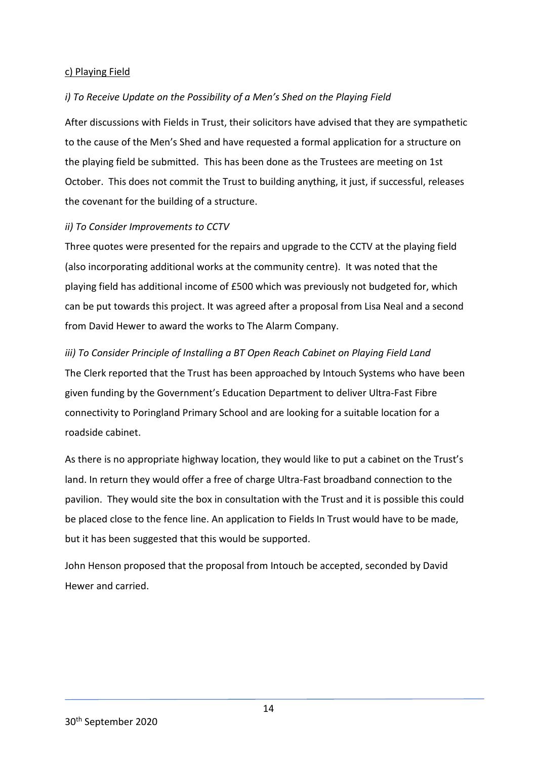c) Playing Field

*i) To Receive Update on the Possibility of a Men's Shed on the Playing Field*

After discussions with Fields in Trust, their solicitors have advised that they are sympathetic to the cause of the Men's Shed and have requested a formal application for a structure on the playing field be submitted. This has been done as the Trustees are meeting on 1st October. This does not commit the Trust to building anything, it just, if successful, releases the covenant for the building of a structure.

*ii) To Consider Improvements to CCTV*

Three quotes were presented for the repairs and upgrade to the CCTV at the playing field (also incorporating additional works at the community centre). It was noted that the playing field has additional income of £500 which was previously not budgeted for, which can be put towards this project. It was agreed after a proposal from Lisa Neal and a second from David Hewer to award the works to The Alarm Company.

*iii) To Consider Principle of Installing a BT Open Reach Cabinet on Playing Field Land*

The Clerk reported that the Trust has been approached by Intouch Systems who have been given funding by the Government's Education Department to deliver Ultra-Fast Fibre connectivity to Poringland Primary School and are looking for a suitable location for a roadside cabinet.

As there is no appropriate highway location, they would like to put a cabinet on the Trust's land. In return they would offer a free of charge Ultra-Fast broadband connection to the pavilion. They would site the box in consultation with the Trust and it is possible this could be placed close to the fence line. An application to Fields In Trust would have to be made, but it has been suggested that this would be supported.

John Henson proposed that the proposal from Intouch be accepted, seconded by David Hewer and carried.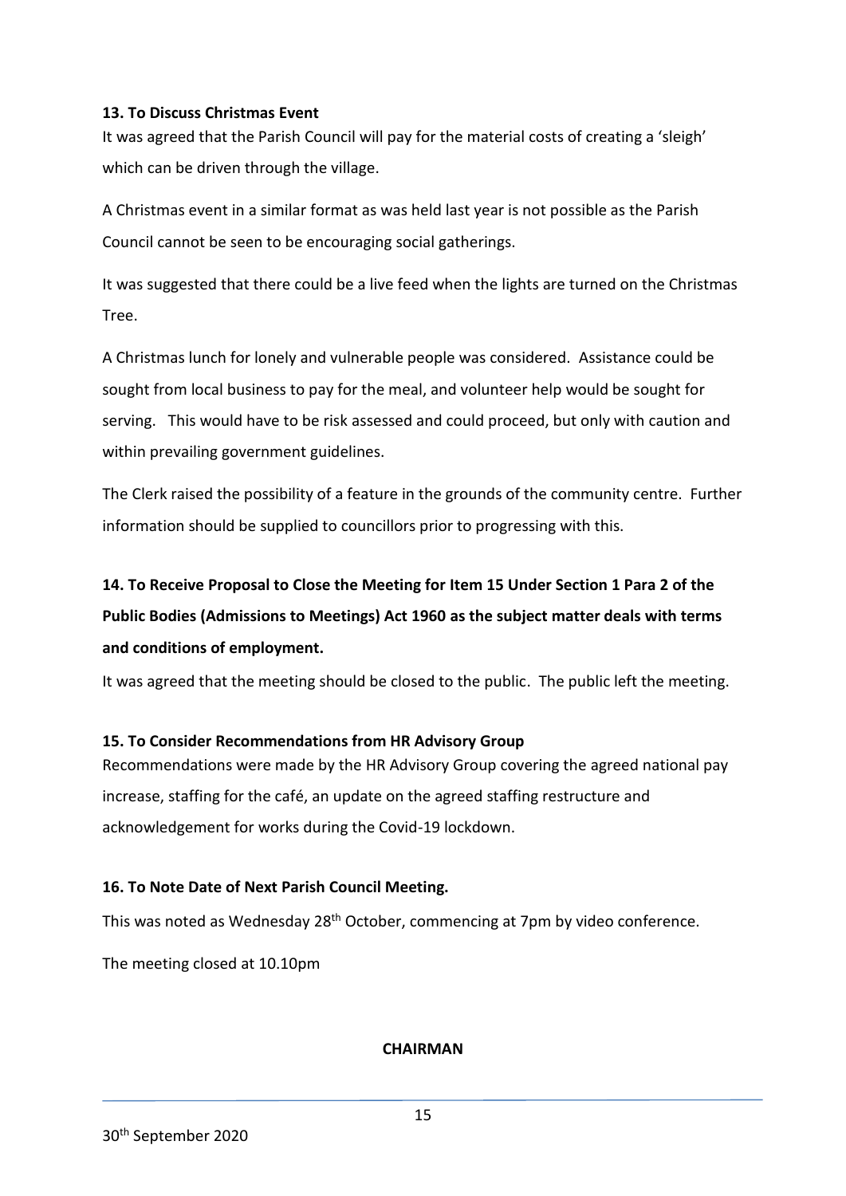**13. To Discuss Christmas Event**

It was agreed that the Parish Council will pay for the material costs of creating a 'sleigh' which can be driven through the village.

A Christmas event in a similar format as was held last year is not possible as the Parish Council cannot be seen to be encouraging social gatherings.

It was suggested that there could be a live feed when the lights are turned on the Christmas Tree.

A Christmas lunch for lonely and vulnerable people was considered. Assistance could be sought from local business to pay for the meal, and volunteer help would be sought for serving. This would have to be risk assessed and could proceed, but only with caution and within prevailing government guidelines.

The Clerk raised the possibility of a feature in the grounds of the community centre. Further information should be supplied to councillors prior to progressing with this.

**14. To Receive Proposal to Close the Meeting for Item 15 Under Section 1 Para 2 of the Public Bodies (Admissions to Meetings) Act 1960 as the subject matter deals with terms and conditions of employment.**

It was agreed that the meeting should be closed to the public. The public left the meeting.

**15. To Consider Recommendations from HR Advisory Group**

Recommendations were made by the HR Advisory Group covering the agreed national pay increase, staffing for the café, an update on the agreed staffing restructure and acknowledgement for works during the Covid-19 lockdown.

**16. To Note Date of Next Parish Council Meeting.**

This was noted as Wednesday 28th October, commencing at 7pm by video conference.

The meeting closed at 10.10pm

**CHAIRMAN**

30th September 2020